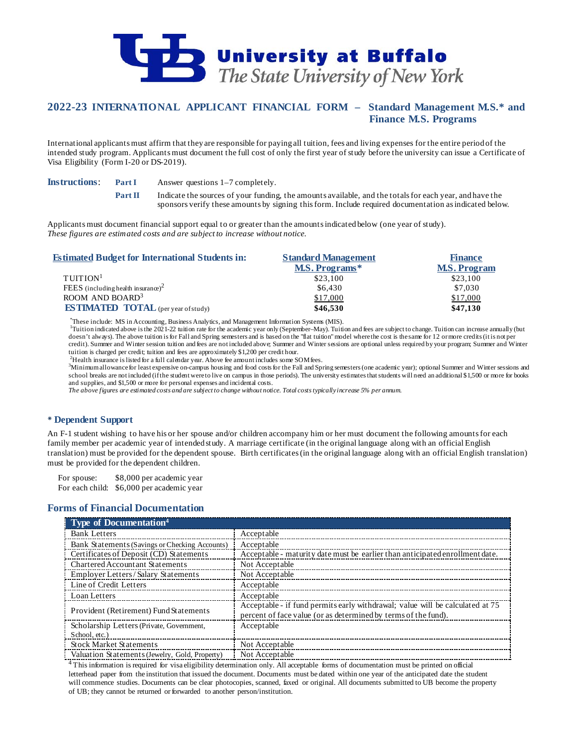# University at Buffalo
*The State University of New York*

## 2022-23 INTERNATIONAL APPLICANT FINANCIAL FORM – Standard Management M.S.* and Finance M.S. Programs

International applicants must affirm that they are responsible for paying all tuition, fees and living expenses for the entire period of the intended study program. Applicants must document the full cost of only the first year of study before the university can issue a Certificate of Visa Eligibility (Form I-20 or DS-2019).

**Instructions**:
- **Part I** Answer questions 1–7 completely.
- **Part II** Indicate the sources of your funding, the amounts available, and the totals for each year, and have the sponsors verify these amounts by signing this form. Include required documentation as indicated below.

Applicants must document financial support equal to or greater than the amounts indicated below (one year of study).
*These figures are estimated costs and are subject to increase without notice.*

| Estimated Budget for International Students in: | Standard Management M.S. Programs* | Finance M.S. Program |
|---|---|---|
| TUITION[1] | $23,100 | $23,100 |
| FEES (including health insurance)[2] | $6,430 | $7,030 |
| ROOM AND BOARD[3] | $17,000 | $17,000 |
| **ESTIMATED TOTAL** (per year of study) | **$46,530** | **$47,130** |

*These include: MS in Accounting, Business Analytics, and Management Information Systems (MIS).

[1]Tuition indicated above is the 2021-22 tuition rate for the academic year only (September–May). Tuition and fees are subject to change. Tuition can increase annually (but doesn't always). The above tuition is for Fall and Spring semesters and is based on the "flat tuition" model where the cost is the same for 12 or more credits (it is not per credit). Summer and Winter session tuition and fees are not included above; Summer and Winter sessions are optional unless required by your program; Summer and Winter tuition is charged per credit; tuition and fees are approximately $1,200 per credit hour.

[2]Health insurance is listed for a full calendar year. Above fee amount includes some SOM fees.

[3]Minimum allowance for least expensive on-campus housing and food costs for the Fall and Spring semesters (one academic year); optional Summer and Winter sessions and school breaks are not included (if the student were to live on campus in those periods). The university estimates that students will need an additional $1,500 or more for books and supplies, and $1,500 or more for personal expenses and incidental costs.

*The above figures are estimated costs and are subject to change without notice. Total costs typically increase 5% per annum.*

### * Dependent Support

An F-1 student wishing to have his or her spouse and/or children accompany him or her must document the following amounts for each family member per academic year of intended study. A marriage certificate (in the original language along with an official English translation) must be provided for the dependent spouse. Birth certificates (in the original language along with an official English translation) must be provided for the dependent children.

For spouse: $8,000 per academic year
For each child: $6,000 per academic year

### Forms of Financial Documentation

| Type of Documentation[4] | |
|---|---|
| Bank Letters | Acceptable |
| Bank Statements (Savings or Checking Accounts) | Acceptable |
| Certificates of Deposit (CD) Statements | Acceptable - maturity date must be earlier than anticipated enrollment date. |
| Chartered Accountant Statements | Not Acceptable |
| Employer Letters / Salary Statements | Not Acceptable |
| Line of Credit Letters | Acceptable |
| Loan Letters | Acceptable |
| Provident (Retirement) Fund Statements | Acceptable - if fund permits early withdrawal; value will be calculated at 75 percent of face value (or as determined by terms of the fund). |
| Scholarship Letters (Private, Government, School, etc.) | Acceptable |
| Stock Market Statements | Not Acceptable |
| Valuation Statements (Jewelry, Gold, Property) | Not Acceptable |

[4] This information is required for visa eligibility determination only. All acceptable forms of documentation must be printed on official letterhead paper from the institution that issued the document. Documents must be dated within one year of the anticipated date the student will commence studies. Documents can be clear photocopies, scanned, faxed or original. All documents submitted to UB become the property of UB; they cannot be returned or forwarded to another person/institution.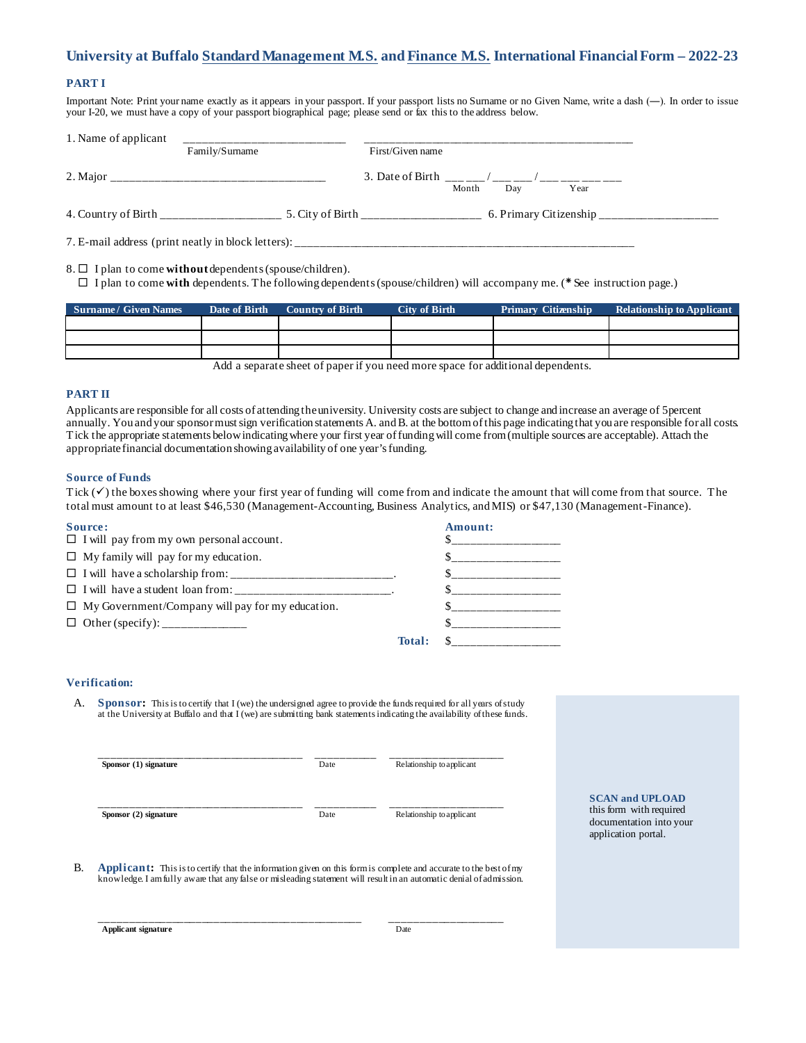# University at Buffalo Standard Management M.S. and Finance M.S. International Financial Form – 2022-23

## PART I

Important Note: Print your name exactly as it appears in your passport. If your passport lists no Surname or no Given Name, write a dash (—). In order to issue your I-20, we must have a copy of your passport biographical page; please send or fax this to the address below.

1. Name of applicant \_\_\_\_\_\_\_\_\_\_\_\_\_\_\_\_\_\_\_\_\_\_\_\_\_\_\_\_ \_\_\_\_\_\_\_\_\_\_\_\_\_\_\_\_\_\_\_\_\_\_\_\_\_\_\_\_\_\_\_\_\_\_\_\_\_\_\_\_\_\_\_\_\_\_
Family/Surname First/Given name

2. Major \_\_\_\_\_\_\_\_\_\_\_\_\_\_\_\_\_\_\_\_\_\_\_\_\_\_\_\_\_\_\_\_\_\_\_\_\_ 3. Date of Birth \_\_\_ \_\_\_ / \_\_\_ \_\_\_ / \_\_\_ \_\_\_ \_\_\_ \_\_\_
Month Day Year

4. Country of Birth \_\_\_\_\_\_\_\_\_\_\_\_\_\_\_\_\_\_\_\_ 5. City of Birth \_\_\_\_\_\_\_\_\_\_\_\_\_\_\_\_\_\_\_\_ 6. Primary Citizenship \_\_\_\_\_\_\_\_\_\_\_\_\_\_\_\_\_\_\_\_

7. E-mail address (print neatly in block letters): \_\_\_\_\_\_\_\_\_\_\_\_\_\_\_\_\_\_\_\_\_\_\_\_\_\_\_\_\_\_\_\_\_\_\_\_\_\_\_\_\_\_\_\_\_\_\_\_\_\_\_\_\_\_\_\_\_\_\_\_

8. ☐ I plan to come **without** dependents (spouse/children).
☐ I plan to come **with** dependents. The following dependents (spouse/children) will accompany me. (* See instruction page.)

| Surname / Given Names | Date of Birth | Country of Birth | City of Birth | Primary Citizenship | Relationship to Applicant |
|---|---|---|---|---|---|
| | | | | | |
| | | | | | |
| | | | | | |

Add a separate sheet of paper if you need more space for additional dependents.

## PART II

Applicants are responsible for all costs of attending the university. University costs are subject to change and increase an average of 5 percent annually. You and your sponsor must sign verification statements A. and B. at the bottom of this page indicating that you are responsible for all costs. Tick the appropriate statements below indicating where your first year of funding will come from (multiple sources are acceptable). Attach the appropriate financial documentation showing availability of one year's funding.

### Source of Funds

Tick (✓) the boxes showing where your first year of funding will come from and indicate the amount that will come from that source. The total must amount to at least $46,530 (Management-Accounting, Business Analytics, and MIS) or $47,130 (Management-Finance).

| Source: | Amount: |
|---|---|
| ☐ I will pay from my own personal account. | $\_\_\_\_\_\_\_\_\_\_\_\_\_\_\_\_\_\_ |
| ☐ My family will pay for my education. | $\_\_\_\_\_\_\_\_\_\_\_\_\_\_\_\_\_\_ |
| ☐ I will have a scholarship from: \_\_\_\_\_\_\_\_\_\_\_\_\_\_\_\_\_\_\_\_\_\_\_\_\_\_\_. | $\_\_\_\_\_\_\_\_\_\_\_\_\_\_\_\_\_\_ |
| ☐ I will have a student loan from: \_\_\_\_\_\_\_\_\_\_\_\_\_\_\_\_\_\_\_\_\_\_\_\_\_\_. | $\_\_\_\_\_\_\_\_\_\_\_\_\_\_\_\_\_\_ |
| ☐ My Government/Company will pay for my education. | $\_\_\_\_\_\_\_\_\_\_\_\_\_\_\_\_\_\_ |
| ☐ Other (specify): \_\_\_\_\_\_\_\_\_\_\_\_\_\_ | $\_\_\_\_\_\_\_\_\_\_\_\_\_\_\_\_\_\_ |
| **Total:** | $\_\_\_\_\_\_\_\_\_\_\_\_\_\_\_\_\_\_ |

### Verification:

A. **Sponsor:** This is to certify that I (we) the undersigned agree to provide the funds required for all years of study at the University at Buffalo and that I (we) are submitting bank statements indicating the availability of these funds.

\_\_\_\_\_\_\_\_\_\_\_\_\_\_\_\_\_\_\_\_\_\_\_\_\_\_\_\_\_\_\_\_\_\_\_\_\_\_ \_\_\_\_\_\_\_\_\_\_\_ \_\_\_\_\_\_\_\_\_\_\_\_\_\_\_\_\_\_\_\_\_
**Sponsor (1) signature** Date Relationship to applicant

\_\_\_\_\_\_\_\_\_\_\_\_\_\_\_\_\_\_\_\_\_\_\_\_\_\_\_\_\_\_\_\_\_\_\_\_\_\_ \_\_\_\_\_\_\_\_\_\_\_ \_\_\_\_\_\_\_\_\_\_\_\_\_\_\_\_\_\_\_\_\_
**Sponsor (2) signature** Date Relationship to applicant

B. **Applicant:** This is to certify that the information given on this form is complete and accurate to the best of my knowledge. I am fully aware that any false or misleading statement will result in an automatic denial of admission.

\_\_\_\_\_\_\_\_\_\_\_\_\_\_\_\_\_\_\_\_\_\_\_\_\_\_\_\_\_\_\_\_\_\_\_\_\_\_\_\_\_\_\_\_\_\_\_\_ \_\_\_\_\_\_\_\_\_\_\_\_\_\_\_\_\_\_\_\_\_
**Applicant signature** Date

**SCAN and UPLOAD** this form with required documentation into your application portal.